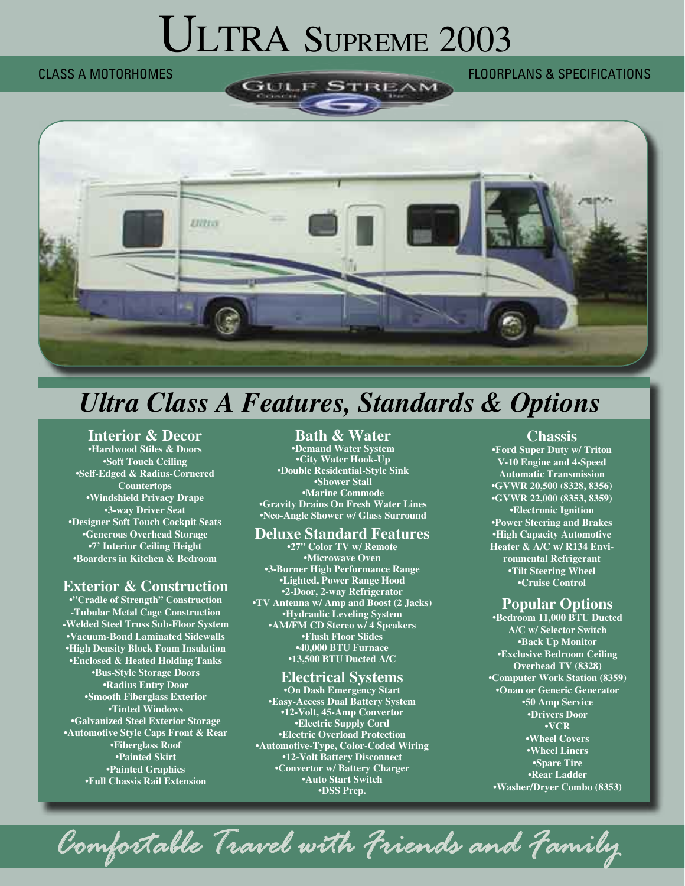# Ultra Supreme 2003

CLASS A MOTORHOMES

FLOORPLANS & SPECIFICATIONS

## Ultra Class A Features, Standards & Options

### Interior & Decor

- Hardwood Stiles & Doors
- Soft Touch Ceiling
- Self-Edged & Radius-Cornered Countertops
- Windshield Privacy Drape
- 3-way Driver Seat
- Designer Soft Touch Cockpit Seats
- Generous Overhead Storage
- 7' Interior Ceiling Height
- Boarders in Kitchen & Bedroom

### Exterior & Construction

- "Cradle of Strength" Construction
- -Tubular Metal Cage Construction
- -Welded Steel Truss Sub-Floor System
- Vacuum-Bond Laminated Sidewalls
- High Density Block Foam Insulation
- Enclosed & Heated Holding Tanks
- Bus-Style Storage Doors
- Radius Entry Door
- Smooth Fiberglass Exterior
- Tinted Windows
- Galvanized Steel Exterior Storage
- Automotive Style Caps Front & Rear
- Fiberglass Roof
- Painted Skirt
- Painted Graphics
- Full Chassis Rail Extension

### Bath & Water

- Demand Water System
- City Water Hook-Up
- Double Residential-Style Sink
- Shower Stall
- Marine Commode
- Gravity Drains On Fresh Water Lines
- Neo-Angle Shower w/ Glass Surround

### Deluxe Standard Features

- 27" Color TV w/ Remote
- Microwave Oven
- 3-Burner High Performance Range
- Lighted, Power Range Hood
- 2-Door, 2-way Refrigerator
- TV Antenna w/ Amp and Boost (2 Jacks)
- Hydraulic Leveling System
- AM/FM CD Stereo w/ 4 Speakers
- Flush Floor Slides
- 40,000 BTU Furnace
- 13,500 BTU Ducted A/C

### Electrical Systems

- On Dash Emergency Start
- Easy-Access Dual Battery System
- 12-Volt, 45-Amp Convertor
- Electric Supply Cord
- Electric Overload Protection
- Automotive-Type, Color-Coded Wiring
- 12-Volt Battery Disconnect
- Convertor w/ Battery Charger
- Auto Start Switch
- DSS Prep.

### Chassis

- Ford Super Duty w/ Triton V-10 Engine and 4-Speed Automatic Transmission
- GVWR 20,500 (8328, 8356)
- GVWR 22,000 (8353, 8359)
- Electronic Ignition
- Power Steering and Brakes
- High Capacity Automotive Heater & A/C w/ R134 Environmental Refrigerant
- Tilt Steering Wheel
- Cruise Control

### Popular Options

- Bedroom 11,000 BTU Ducted A/C w/ Selector Switch
- Back Up Monitor
- Exclusive Bedroom Ceiling Overhead TV (8328)
- Computer Work Station (8359)
- Onan or Generic Generator
- 50 Amp Service
- Drivers Door
- VCR
- Wheel Covers
- Wheel Liners
- Spare Tire
- Rear Ladder
- Washer/Dryer Combo (8353)

*Comfortable Travel with Friends and Family*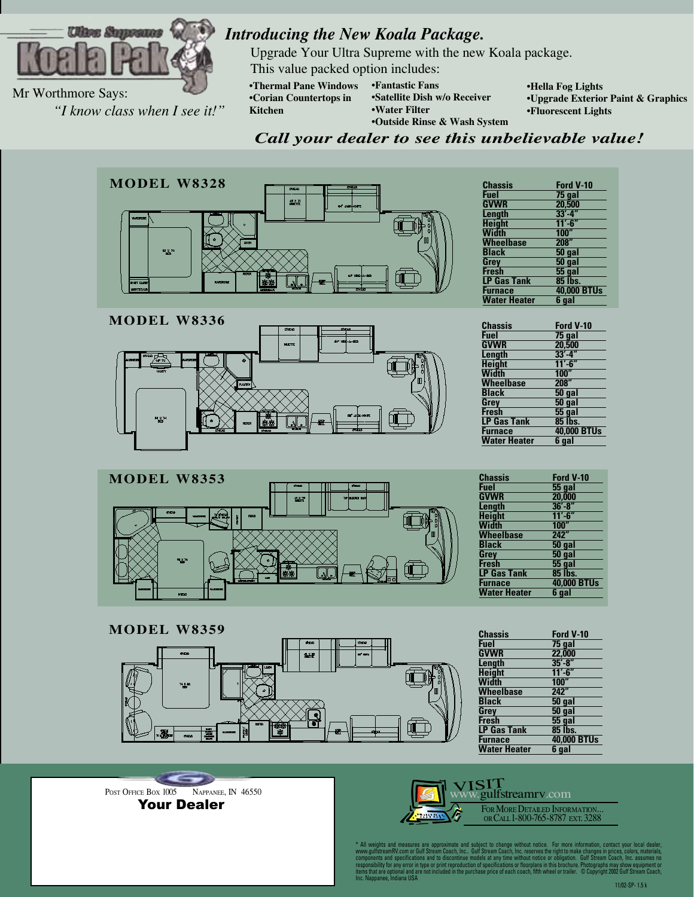Ultra Supreme Koala Pak

Mr Worthmore Says:

*"I know class when I see it!"*

## *Introducing the New Koala Package.*

Upgrade Your Ultra Supreme with the new Koala package.
This value packed option includes:

- **Thermal Pane Windows**
- **Corian Countertops in Kitchen**
- **Fantastic Fans**
- **Satellite Dish w/o Receiver**
- **Water Filter**
- **Outside Rinse & Wash System**
- **Hella Fog Lights**
- **Upgrade Exterior Paint & Graphics**
- **Fluorescent Lights**

***Call your dealer to see this unbelievable value!***

## MODEL W8328

| | |
|---|---|
| Chassis | Ford V-10 |
| Fuel | 75 gal |
| GVWR | 20,500 |
| Length | 33'-4" |
| Height | 11'-6" |
| Width | 100" |
| Wheelbase | 208" |
| Black | 50 gal |
| Grey | 50 gal |
| Fresh | 55 gal |
| LP Gas Tank | 85 lbs. |
| Furnace | 40,000 BTUs |
| Water Heater | 6 gal |

## MODEL W8336

| | |
|---|---|
| Chassis | Ford V-10 |
| Fuel | 75 gal |
| GVWR | 20,500 |
| Length | 33'-4" |
| Height | 11'-6" |
| Width | 100" |
| Wheelbase | 208" |
| Black | 50 gal |
| Grey | 50 gal |
| Fresh | 55 gal |
| LP Gas Tank | 85 lbs. |
| Furnace | 40,000 BTUs |
| Water Heater | 6 gal |

## MODEL W8353

| | |
|---|---|
| Chassis | Ford V-10 |
| Fuel | 55 gal |
| GVWR | 20,000 |
| Length | 36'-8" |
| Height | 11'-6" |
| Width | 100" |
| Wheelbase | 242" |
| Black | 50 gal |
| Grey | 50 gal |
| Fresh | 55 gal |
| LP Gas Tank | 85 lbs. |
| Furnace | 40,000 BTUs |
| Water Heater | 6 gal |

## MODEL W8359

| | |
|---|---|
| Chassis | Ford V-10 |
| Fuel | 75 gal |
| GVWR | 22,000 |
| Length | 35'-8" |
| Height | 11'-6" |
| Width | 100" |
| Wheelbase | 242" |
| Black | 50 gal |
| Grey | 50 gal |
| Fresh | 55 gal |
| LP Gas Tank | 85 lbs. |
| Furnace | 40,000 BTUs |
| Water Heater | 6 gal |

Post Office Box 1005 Nappanee, IN 46550

**Your Dealer**

VISIT www.gulfstreamrv.com

For More Detailed Information... or Call 1-800-765-8787 ext. 3288

* All weights and measures are approximate and subject to change without notice. For more information, contact your local dealer, www.gulfstreamRV.com or Gulf Stream Coach, Inc.. Gulf Stream Coach, Inc. reserves the right to make changes in prices, colors, materials, components and specifications and to discontinue models at any time without notice or obligation. Gulf Stream Coach, Inc. assumes no responsibility for any error in type or print reproduction of specifications or floorplans in this brochure. Photographs may show equipment or items that are optional and are not included in the purchase price of each coach, fifth wheel or trailer. © Copyright 2002 Gulf Stream Coach, Inc. Nappanee, Indiana USA

11/02-SP- 1.5 k